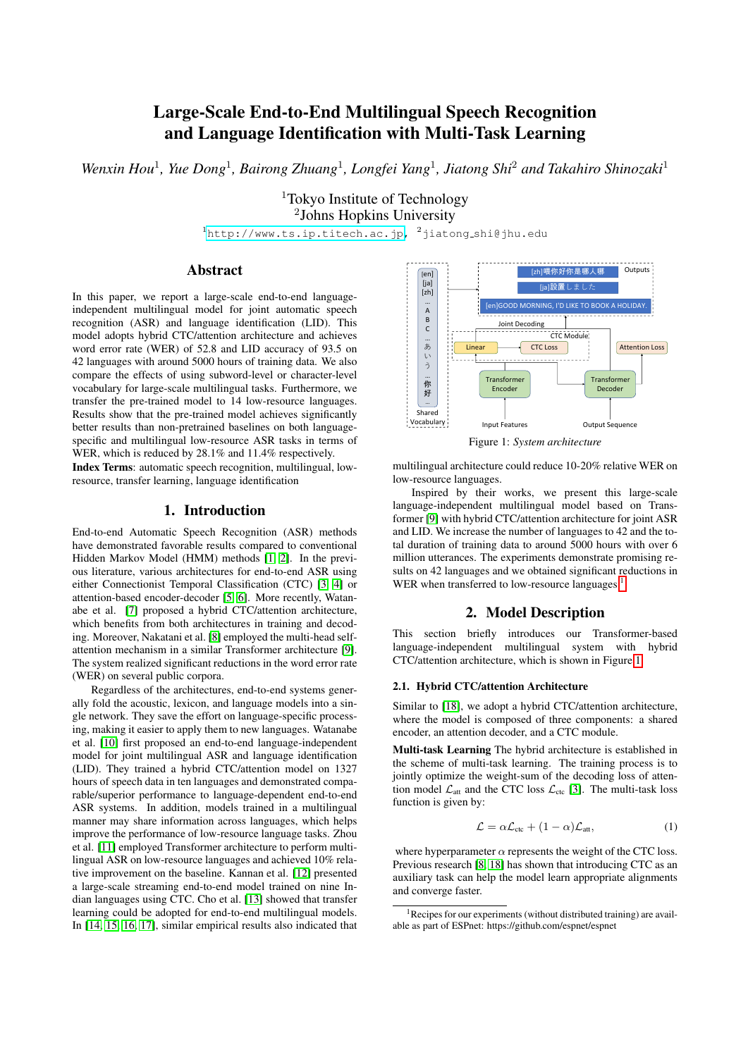# Large-Scale End-to-End Multilingual Speech Recognition and Language Identification with Multi-Task Learning

*Wenxin Hou*[1], *Yue Dong*[1], *Bairong Zhuang*[1], *Longfei Yang*[1], *Jiatong Shi*[2] *and Takahiro Shinozaki*[1]

[1]Tokyo Institute of Technology
[2]Johns Hopkins University

[1]http://www.ts.ip.titech.ac.jp, [2]jiatong_shi@jhu.edu

## Abstract

In this paper, we report a large-scale end-to-end language-independent multilingual model for joint automatic speech recognition (ASR) and language identification (LID). This model adopts hybrid CTC/attention architecture and achieves word error rate (WER) of 52.8 and LID accuracy of 93.5 on 42 languages with around 5000 hours of training data. We also compare the effects of using subword-level or character-level vocabulary for large-scale multilingual tasks. Furthermore, we transfer the pre-trained model to 14 low-resource languages. Results show that the pre-trained model achieves significantly better results than non-pretrained baselines on both language-specific and multilingual low-resource ASR tasks in terms of WER, which is reduced by 28.1% and 11.4% respectively.

**Index Terms**: automatic speech recognition, multilingual, low-resource, transfer learning, language identification

## 1. Introduction

End-to-end Automatic Speech Recognition (ASR) methods have demonstrated favorable results compared to conventional Hidden Markov Model (HMM) methods [1, 2]. In the previous literature, various architectures for end-to-end ASR using either Connectionist Temporal Classification (CTC) [3, 4] or attention-based encoder-decoder [5, 6]. More recently, Watanabe et al. [7] proposed a hybrid CTC/attention architecture, which benefits from both architectures in training and decoding. Moreover, Nakatani et al. [8] employed the multi-head self-attention mechanism in a similar Transformer architecture [9]. The system realized significant reductions in the word error rate (WER) on several public corpora.

Regardless of the architectures, end-to-end systems generally fold the acoustic, lexicon, and language models into a single network. They save the effort on language-specific processing, making it easier to apply them to new languages. Watanabe et al. [10] first proposed an end-to-end language-independent model for joint multilingual ASR and language identification (LID). They trained a hybrid CTC/attention model on 1327 hours of speech data in ten languages and demonstrated comparable/superior performance to language-dependent end-to-end ASR systems. In addition, models trained in a multilingual manner may share information across languages, which helps improve the performance of low-resource language tasks. Zhou et al. [11] employed Transformer architecture to perform multilingual ASR on low-resource languages and achieved 10% relative improvement on the baseline. Kannan et al. [12] presented a large-scale streaming end-to-end model trained on nine Indian languages using CTC. Cho et al. [13] showed that transfer learning could be adopted for end-to-end multilingual models. In [14, 15, 16, 17], similar empirical results also indicated that multilingual architecture could reduce 10-20% relative WER on low-resource languages.

Figure 1: *System architecture*

Inspired by their works, we present this large-scale language-independent multilingual model based on Transformer [9] with hybrid CTC/attention architecture for joint ASR and LID. We increase the number of languages to 42 and the total duration of training data to around 5000 hours with over 6 million utterances. The experiments demonstrate promising results on 42 languages and we obtained significant reductions in WER when transferred to low-resource languages[1].

## 2. Model Description

This section briefly introduces our Transformer-based language-independent multilingual system with hybrid CTC/attention architecture, which is shown in Figure 1.

### 2.1. Hybrid CTC/attention Architecture

Similar to [18], we adopt a hybrid CTC/attention architecture, where the model is composed of three components: a shared encoder, an attention decoder, and a CTC module.

**Multi-task Learning** The hybrid architecture is established in the scheme of multi-task learning. The training process is to jointly optimize the weight-sum of the decoding loss of attention model $\mathcal{L}_{\text{att}}$ and the CTC loss $\mathcal{L}_{\text{ctc}}$ [3]. The multi-task loss function is given by:

$$\mathcal{L} = \alpha\mathcal{L}_{\text{ctc}} + (1-\alpha)\mathcal{L}_{\text{att}}, \tag{1}$$

where hyperparameter $\alpha$ represents the weight of the CTC loss. Previous research [8, 18] has shown that introducing CTC as an auxiliary task can help the model learn appropriate alignments and converge faster.

[1]Recipes for our experiments (without distributed training) are available as part of ESPnet: https://github.com/espnet/espnet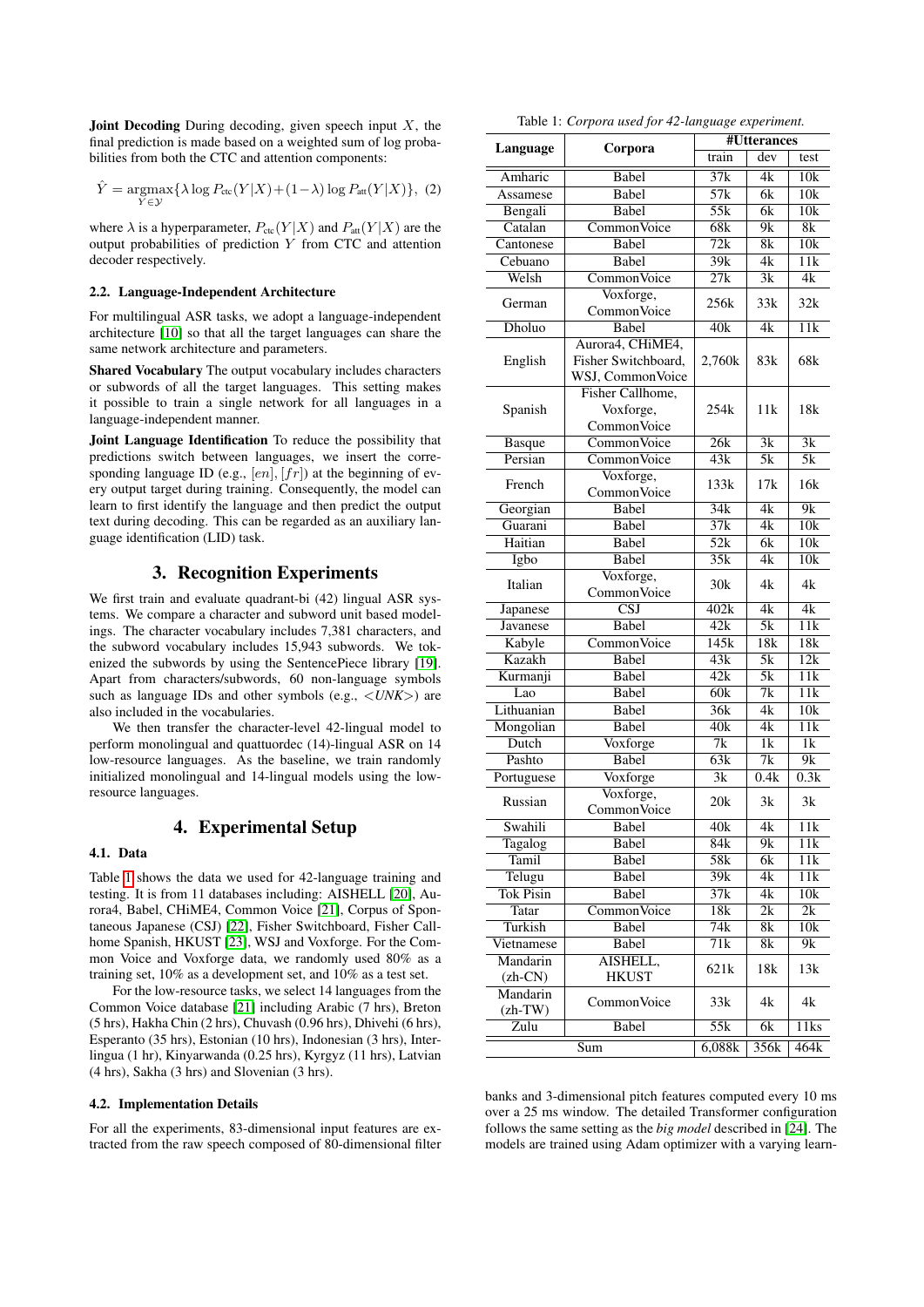**Joint Decoding** During decoding, given speech input $X$, the final prediction is made based on a weighted sum of log probabilities from both the CTC and attention components:

$$\hat{Y} = \underset{Y \in \mathcal{Y}}{\operatorname{argmax}} \{\lambda \log P_{\text{ctc}}(Y|X) + (1-\lambda) \log P_{\text{att}}(Y|X)\}, \quad (2)$$

where $\lambda$ is a hyperparameter, $P_{\text{ctc}}(Y|X)$ and $P_{\text{att}}(Y|X)$ are the output probabilities of prediction $Y$ from CTC and attention decoder respectively.

### 2.2. Language-Independent Architecture

For multilingual ASR tasks, we adopt a language-independent architecture [10] so that all the target languages can share the same network architecture and parameters.

**Shared Vocabulary** The output vocabulary includes characters or subwords of all the target languages. This setting makes it possible to train a single network for all languages in a language-independent manner.

**Joint Language Identification** To reduce the possibility that predictions switch between languages, we insert the corresponding language ID (e.g., $[en]$, $[fr]$) at the beginning of every output target during training. Consequently, the model can learn to first identify the language and then predict the output text during decoding. This can be regarded as an auxiliary language identification (LID) task.

## 3. Recognition Experiments

We first train and evaluate quadrant-bi (42) lingual ASR systems. We compare a character and subword unit based modelings. The character vocabulary includes 7,381 characters, and the subword vocabulary includes 15,943 subwords. We tokenized the subwords by using the SentencePiece library [19]. Apart from characters/subwords, 60 non-language symbols such as language IDs and other symbols (e.g., <*UNK*>) are also included in the vocabularies.

We then transfer the character-level 42-lingual model to perform monolingual and quattuordec (14)-lingual ASR on 14 low-resource languages. As the baseline, we train randomly initialized monolingual and 14-lingual models using the low-resource languages.

## 4. Experimental Setup

### 4.1. Data

Table 1 shows the data we used for 42-language training and testing. It is from 11 databases including: AISHELL [20], Aurora4, Babel, CHiME4, Common Voice [21], Corpus of Spontaneous Japanese (CSJ) [22], Fisher Switchboard, Fisher Callhome Spanish, HKUST [23], WSJ and Voxforge. For the Common Voice and Voxforge data, we randomly used 80% as a training set, 10% as a development set, and 10% as a test set.

For the low-resource tasks, we select 14 languages from the Common Voice database [21] including Arabic (7 hrs), Breton (5 hrs), Hakha Chin (2 hrs), Chuvash (0.96 hrs), Dhivehi (6 hrs), Esperanto (35 hrs), Estonian (10 hrs), Indonesian (3 hrs), Interlingua (1 hr), Kinyarwanda (0.25 hrs), Kyrgyz (11 hrs), Latvian (4 hrs), Sakha (3 hrs) and Slovenian (3 hrs).

### 4.2. Implementation Details

For all the experiments, 83-dimensional input features are extracted from the raw speech composed of 80-dimensional filter banks and 3-dimensional pitch features computed every 10 ms over a 25 ms window. The detailed Transformer configuration follows the same setting as the *big model* described in [24]. The models are trained using Adam optimizer with a varying learn-

Table 1: *Corpora used for 42-language experiment.*

| Language | Corpora | #Utterances | | |
|---|---|---|---|---|
| | | train | dev | test |
| Amharic | Babel | 37k | 4k | 10k |
| Assamese | Babel | 57k | 6k | 10k |
| Bengali | Babel | 55k | 6k | 10k |
| Catalan | CommonVoice | 68k | 9k | 8k |
| Cantonese | Babel | 72k | 8k | 10k |
| Cebuano | Babel | 39k | 4k | 11k |
| Welsh | CommonVoice | 27k | 3k | 4k |
| German | Voxforge, CommonVoice | 256k | 33k | 32k |
| Dholuo | Babel | 40k | 4k | 11k |
| English | Aurora4, CHiME4, Fisher Switchboard, WSJ, CommonVoice | 2,760k | 83k | 68k |
| Spanish | Fisher Callhome, Voxforge, CommonVoice | 254k | 11k | 18k |
| Basque | CommonVoice | 26k | 3k | 3k |
| Persian | CommonVoice | 43k | 5k | 5k |
| French | Voxforge, CommonVoice | 133k | 17k | 16k |
| Georgian | Babel | 34k | 4k | 9k |
| Guarani | Babel | 37k | 4k | 10k |
| Haitian | Babel | 52k | 6k | 10k |
| Igbo | Babel | 35k | 4k | 10k |
| Italian | Voxforge, CommonVoice | 30k | 4k | 4k |
| Japanese | CSJ | 402k | 4k | 4k |
| Javanese | Babel | 42k | 5k | 11k |
| Kabyle | CommonVoice | 145k | 18k | 18k |
| Kazakh | Babel | 43k | 5k | 12k |
| Kurmanji | Babel | 42k | 5k | 11k |
| Lao | Babel | 60k | 7k | 11k |
| Lithuanian | Babel | 36k | 4k | 10k |
| Mongolian | Babel | 40k | 4k | 11k |
| Dutch | Voxforge | 7k | 1k | 1k |
| Pashto | Babel | 63k | 7k | 9k |
| Portuguese | Voxforge | 3k | 0.4k | 0.3k |
| Russian | Voxforge, CommonVoice | 20k | 3k | 3k |
| Swahili | Babel | 40k | 4k | 11k |
| Tagalog | Babel | 84k | 9k | 11k |
| Tamil | Babel | 58k | 6k | 11k |
| Telugu | Babel | 39k | 4k | 11k |
| Tok Pisin | Babel | 37k | 4k | 10k |
| Tatar | CommonVoice | 18k | 2k | 2k |
| Turkish | Babel | 74k | 8k | 10k |
| Vietnamese | Babel | 71k | 8k | 9k |
| Mandarin (zh-CN) | AISHELL, HKUST | 621k | 18k | 13k |
| Mandarin (zh-TW) | CommonVoice | 33k | 4k | 4k |
| Zulu | Babel | 55k | 6k | 11ks |
| Sum | | 6,088k | 356k | 464k |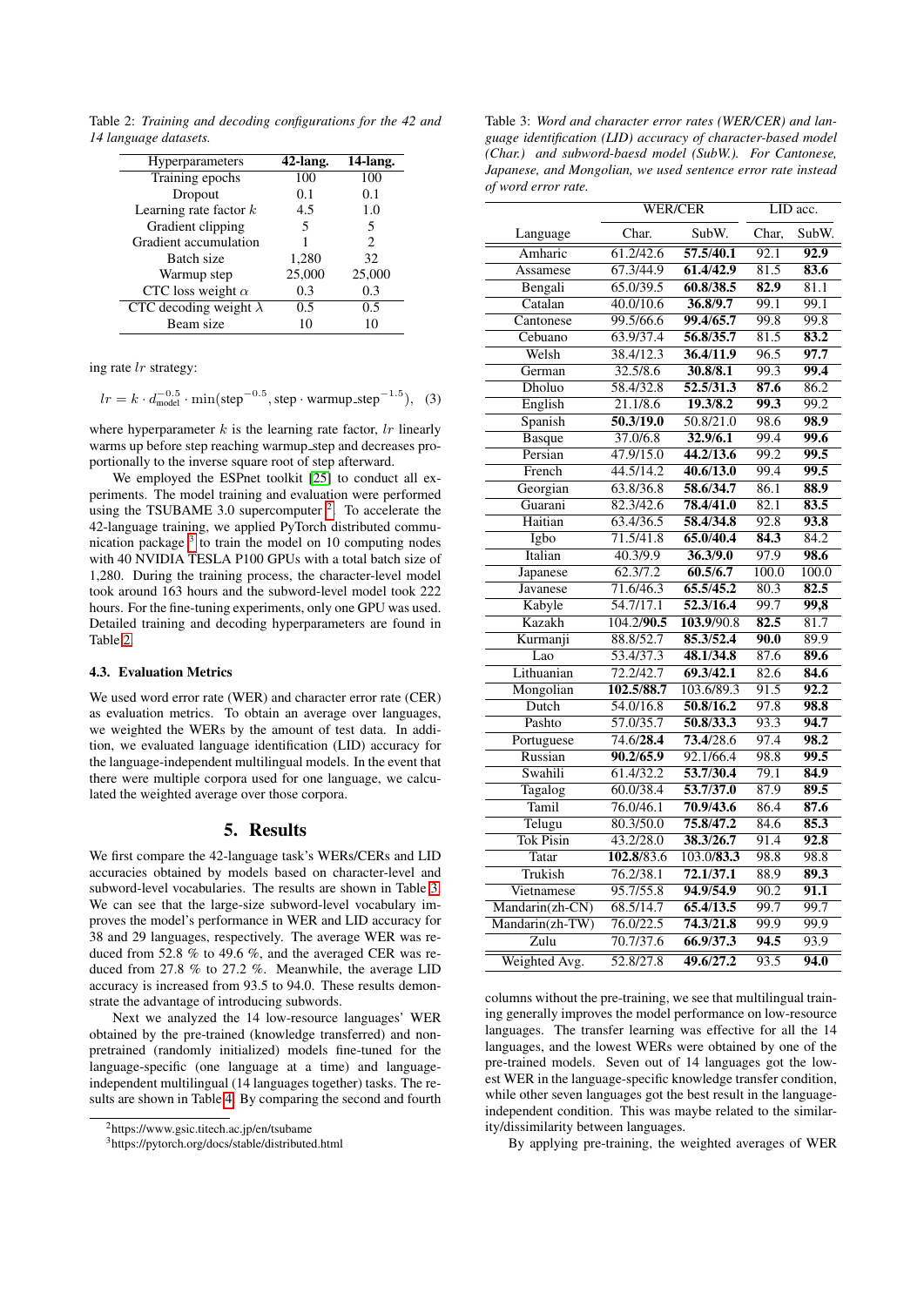Table 2: *Training and decoding configurations for the 42 and 14 language datasets.*

| Hyperparameters | **42-lang.** | **14-lang.** |
|---|---|---|
| Training epochs | 100 | 100 |
| Dropout | 0.1 | 0.1 |
| Learning rate factor $k$ | 4.5 | 1.0 |
| Gradient clipping | 5 | 5 |
| Gradient accumulation | 1 | 2 |
| Batch size | 1,280 | 32 |
| Warmup step | 25,000 | 25,000 |
| CTC loss weight $\alpha$ | 0.3 | 0.3 |
| CTC decoding weight $\lambda$ | 0.5 | 0.5 |
| Beam size | 10 | 10 |

ing rate $lr$ strategy:

$$lr = k \cdot d_{\text{model}}^{-0.5} \cdot \min(\text{step}^{-0.5}, \text{step} \cdot \text{warmup\_step}^{-1.5}), \quad (3)$$

where hyperparameter $k$ is the learning rate factor, $lr$ linearly warms up before step reaching warmup_step and decreases proportionally to the inverse square root of step afterward.

We employed the ESPnet toolkit [25] to conduct all experiments. The model training and evaluation were performed using the TSUBAME 3.0 supercomputer [2]. To accelerate the 42-language training, we applied PyTorch distributed communication package [3] to train the model on 10 computing nodes with 40 NVIDIA TESLA P100 GPUs with a total batch size of 1,280. During the training process, the character-level model took around 163 hours and the subword-level model took 222 hours. For the fine-tuning experiments, only one GPU was used. Detailed training and decoding hyperparameters are found in Table 2.

### 4.3. Evaluation Metrics

We used word error rate (WER) and character error rate (CER) as evaluation metrics. To obtain an average over languages, we weighted the WERs by the amount of test data. In addition, we evaluated language identification (LID) accuracy for the language-independent multilingual models. In the event that there were multiple corpora used for one language, we calculated the weighted average over those corpora.

## 5. Results

We first compare the 42-language task's WERs/CERs and LID accuracies obtained by models based on character-level and subword-level vocabularies. The results are shown in Table 3. We can see that the large-size subword-level vocabulary improves the model's performance in WER and LID accuracy for 38 and 29 languages, respectively. The average WER was reduced from 52.8 % to 49.6 %, and the averaged CER was reduced from 27.8 % to 27.2 %. Meanwhile, the average LID accuracy is increased from 93.5 to 94.0. These results demonstrate the advantage of introducing subwords.

Next we analyzed the 14 low-resource languages' WER obtained by the pre-trained (knowledge transferred) and non-pretrained (randomly initialized) models fine-tuned for the language-specific (one language at a time) and language-independent multilingual (14 languages together) tasks. The results are shown in Table 4. By comparing the second and fourth

Table 3: *Word and character error rates (WER/CER) and language identification (LID) accuracy of character-based model (Char.) and subword-baesd model (SubW.). For Cantonese, Japanese, and Mongolian, we used sentence error rate instead of word error rate.*

| | WER/CER | | LID acc. | |
|---|---|---|---|---|
| Language | Char. | SubW. | Char, | SubW. |
| Amharic | 61.2/42.6 | **57.5/40.1** | 92.1 | **92.9** |
| Assamese | 67.3/44.9 | **61.4/42.9** | 81.5 | **83.6** |
| Bengali | 65.0/39.5 | **60.8/38.5** | **82.9** | 81.1 |
| Catalan | 40.0/10.6 | **36.8/9.7** | 99.1 | 99.1 |
| Cantonese | 99.5/66.6 | **99.4/65.7** | 99.8 | 99.8 |
| Cebuano | 63.9/37.4 | **56.8/35.7** | 81.5 | **83.2** |
| Welsh | 38.4/12.3 | **36.4/11.9** | 96.5 | **97.7** |
| German | 32.5/8.6 | **30.8/8.1** | 99.3 | **99.4** |
| Dholuo | 58.4/32.8 | **52.5/31.3** | **87.6** | 86.2 |
| English | 21.1/8.6 | **19.3/8.2** | **99.3** | 99.2 |
| Spanish | **50.3/19.0** | 50.8/21.0 | 98.6 | **98.9** |
| Basque | 37.0/6.8 | **32.9/6.1** | 99.4 | **99.6** |
| Persian | 47.9/15.0 | **44.2/13.6** | 99.2 | **99.5** |
| French | 44.5/14.2 | **40.6/13.0** | 99.4 | **99.5** |
| Georgian | 63.8/36.8 | **58.6/34.7** | 86.1 | **88.9** |
| Guarani | 82.3/42.6 | **78.4/41.0** | 82.1 | **83.5** |
| Haitian | 63.4/36.5 | **58.4/34.8** | 92.8 | **93.8** |
| Igbo | 71.5/41.8 | **65.0/40.4** | **84.3** | 84.2 |
| Italian | 40.3/9.9 | **36.3/9.0** | 97.9 | **98.6** |
| Japanese | 62.3/7.2 | **60.5/6.7** | 100.0 | 100.0 |
| Javanese | 71.6/46.3 | **65.5/45.2** | 80.3 | **82.5** |
| Kabyle | 54.7/17.1 | **52.3/16.4** | 99.7 | **99,8** |
| Kazakh | 104.2/**90.5** | **103.9**/90.8 | **82.5** | 81.7 |
| Kurmanji | 88.8/52.7 | **85.3/52.4** | **90.0** | 89.9 |
| Lao | 53.4/37.3 | **48.1/34.8** | 87.6 | **89.6** |
| Lithuanian | 72.2/42.7 | **69.3/42.1** | 82.6 | **84.6** |
| Mongolian | **102.5/88.7** | 103.6/89.3 | 91.5 | **92.2** |
| Dutch | 54.0/16.8 | **50.8/16.2** | 97.8 | **98.8** |
| Pashto | 57.0/35.7 | **50.8/33.3** | 93.3 | **94.7** |
| Portuguese | 74.6/**28.4** | **73.4**/28.6 | 97.4 | **98.2** |
| Russian | **90.2/65.9** | 92.1/66.4 | 98.8 | **99.5** |
| Swahili | 61.4/32.2 | **53.7/30.4** | 79.1 | **84.9** |
| Tagalog | 60.0/38.4 | **53.7/37.0** | 87.9 | **89.5** |
| Tamil | 76.0/46.1 | **70.9/43.6** | 86.4 | **87.6** |
| Telugu | 80.3/50.0 | **75.8/47.2** | 84.6 | **85.3** |
| Tok Pisin | 43.2/28.0 | **38.3/26.7** | 91.4 | **92.8** |
| Tatar | **102.8**/83.6 | 103.0/**83.3** | 98.8 | 98.8 |
| Trukish | 76.2/38.1 | **72.1/37.1** | 88.9 | **89.3** |
| Vietnamese | 95.7/55.8 | **94.9/54.9** | 90.2 | **91.1** |
| Mandarin(zh-CN) | 68.5/14.7 | **65.4/13.5** | 99.7 | 99.7 |
| Mandarin(zh-TW) | 76.0/22.5 | **74.3/21.8** | 99.9 | 99.9 |
| Zulu | 70.7/37.6 | **66.9/37.3** | **94.5** | 93.9 |
| Weighted Avg. | 52.8/27.8 | **49.6/27.2** | 93.5 | **94.0** |

columns without the pre-training, we see that multilingual training generally improves the model performance on low-resource languages. The transfer learning was effective for all the 14 languages, and the lowest WERs were obtained by one of the pre-trained models. Seven out of 14 languages got the lowest WER in the language-specific knowledge transfer condition, while other seven languages got the best result in the language-independent condition. This was maybe related to the similarity/dissimilarity between languages.

By applying pre-training, the weighted averages of WER

[2] https://www.gsic.titech.ac.jp/en/tsubame

[3] https://pytorch.org/docs/stable/distributed.html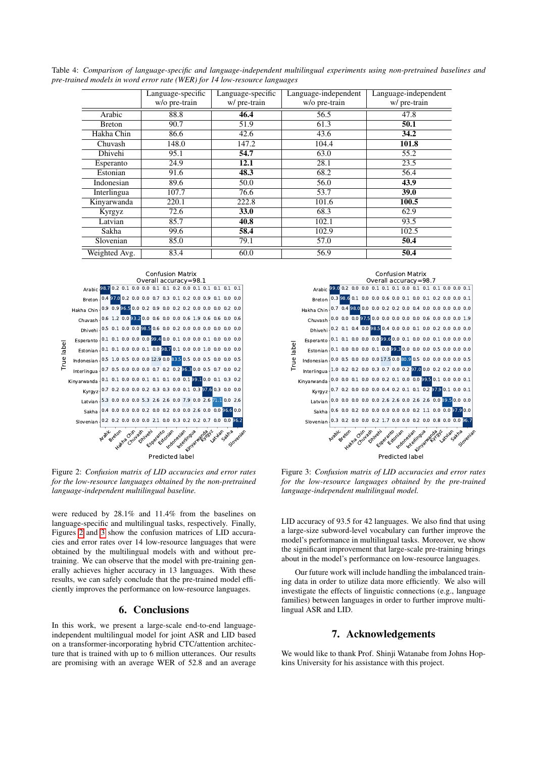Table 4: *Comparison of language-specific and language-independent multilingual experiments using non-pretrained baselines and pre-trained models in word error rate (WER) for 14 low-resource languages*

| | Language-specific w/o pre-train | Language-specific w/ pre-train | Language-independent w/o pre-train | Language-independent w/ pre-train |
|---|---|---|---|---|
| Arabic | 88.8 | **46.4** | 56.5 | 47.8 |
| Breton | 90.7 | 51.9 | 61.3 | **50.1** |
| Hakha Chin | 86.6 | 42.6 | 43.6 | **34.2** |
| Chuvash | 148.0 | 147.2 | 104.4 | **101.8** |
| Dhivehi | 95.1 | **54.7** | 63.0 | 55.2 |
| Esperanto | 24.9 | **12.1** | 28.1 | 23.5 |
| Estonian | 91.6 | **48.3** | 68.2 | 56.4 |
| Indonesian | 89.6 | 50.0 | 56.0 | **43.9** |
| Interlingua | 107.7 | 76.6 | 53.7 | **39.0** |
| Kinyarwanda | 220.1 | 222.8 | 101.6 | **100.5** |
| Kyrgyz | 72.6 | **33.0** | 68.3 | 62.9 |
| Latvian | 85.7 | **40.8** | 102.1 | 93.5 |
| Sakha | 99.6 | **58.4** | 102.9 | 102.5 |
| Slovenian | 85.0 | 79.1 | 57.0 | **50.4** |
| Weighted Avg. | 83.4 | 60.0 | 56.9 | **50.4** |

Figure 2: *Confusion matrix of LID accuracies and error rates for the low-resource languages obtained by the non-pretrained language-independent multilingual baseline.*

Figure 3: *Confusion matrix of LID accuracies and error rates for the low-resource languages obtained by the pre-trained language-independent multilingual model.*

were reduced by 28.1% and 11.4% from the baselines on language-specific and multilingual tasks, respectively. Finally, Figures 2 and 3 show the confusion matrices of LID accuracies and error rates over 14 low-resource languages that were obtained by the multilingual models with and without pre-training. We can observe that the model with pre-training generally achieves higher accuracy in 13 languages. With these results, we can safely conclude that the pre-trained model efficiently improves the performance on low-resource languages.

## 6. Conclusions

In this work, we present a large-scale end-to-end language-independent multilingual model for joint ASR and LID based on a transformer-incorporating hybrid CTC/attention architecture that is trained with up to 6 million utterances. Our results are promising with an average WER of 52.8 and an average LID accuracy of 93.5 for 42 languages. We also find that using a large-size subword-level vocabulary can further improve the model's performance in multilingual tasks. Moreover, we show the significant improvement that large-scale pre-training brings about in the model's performance on low-resource languages.

Our future work will include handling the imbalanced training data in order to utilize data more efficiently. We also will investigate the effects of linguistic connections (e.g., language families) between languages in order to further improve multilingual ASR and LID.

## 7. Acknowledgements

We would like to thank Prof. Shinji Watanabe from Johns Hopkins University for his assistance with this project.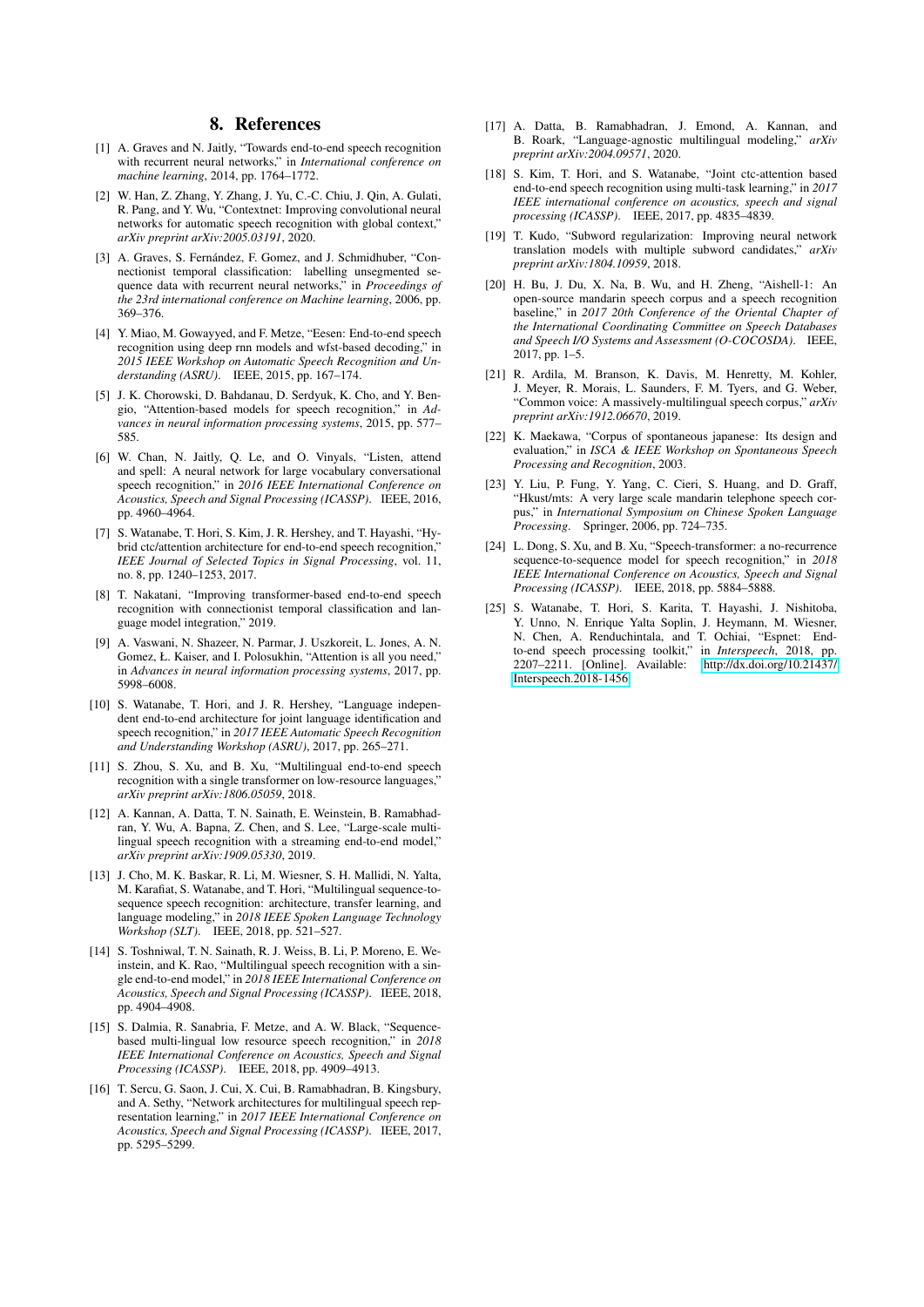## 8. References

[1] A. Graves and N. Jaitly, "Towards end-to-end speech recognition with recurrent neural networks," in *International conference on machine learning*, 2014, pp. 1764–1772.

[2] W. Han, Z. Zhang, Y. Zhang, J. Yu, C.-C. Chiu, J. Qin, A. Gulati, R. Pang, and Y. Wu, "Contextnet: Improving convolutional neural networks for automatic speech recognition with global context," *arXiv preprint arXiv:2005.03191*, 2020.

[3] A. Graves, S. Fernández, F. Gomez, and J. Schmidhuber, "Connectionist temporal classification: labelling unsegmented sequence data with recurrent neural networks," in *Proceedings of the 23rd international conference on Machine learning*, 2006, pp. 369–376.

[4] Y. Miao, M. Gowayyed, and F. Metze, "Eesen: End-to-end speech recognition using deep rnn models and wfst-based decoding," in *2015 IEEE Workshop on Automatic Speech Recognition and Understanding (ASRU)*. IEEE, 2015, pp. 167–174.

[5] J. K. Chorowski, D. Bahdanau, D. Serdyuk, K. Cho, and Y. Bengio, "Attention-based models for speech recognition," in *Advances in neural information processing systems*, 2015, pp. 577–585.

[6] W. Chan, N. Jaitly, Q. Le, and O. Vinyals, "Listen, attend and spell: A neural network for large vocabulary conversational speech recognition," in *2016 IEEE International Conference on Acoustics, Speech and Signal Processing (ICASSP)*. IEEE, 2016, pp. 4960–4964.

[7] S. Watanabe, T. Hori, S. Kim, J. R. Hershey, and T. Hayashi, "Hybrid ctc/attention architecture for end-to-end speech recognition," *IEEE Journal of Selected Topics in Signal Processing*, vol. 11, no. 8, pp. 1240–1253, 2017.

[8] T. Nakatani, "Improving transformer-based end-to-end speech recognition with connectionist temporal classification and language model integration," 2019.

[9] A. Vaswani, N. Shazeer, N. Parmar, J. Uszkoreit, L. Jones, A. N. Gomez, Ł. Kaiser, and I. Polosukhin, "Attention is all you need," in *Advances in neural information processing systems*, 2017, pp. 5998–6008.

[10] S. Watanabe, T. Hori, and J. R. Hershey, "Language independent end-to-end architecture for joint language identification and speech recognition," in *2017 IEEE Automatic Speech Recognition and Understanding Workshop (ASRU)*, 2017, pp. 265–271.

[11] S. Zhou, S. Xu, and B. Xu, "Multilingual end-to-end speech recognition with a single transformer on low-resource languages," *arXiv preprint arXiv:1806.05059*, 2018.

[12] A. Kannan, A. Datta, T. N. Sainath, E. Weinstein, B. Ramabhadran, Y. Wu, A. Bapna, Z. Chen, and S. Lee, "Large-scale multilingual speech recognition with a streaming end-to-end model," *arXiv preprint arXiv:1909.05330*, 2019.

[13] J. Cho, M. K. Baskar, R. Li, M. Wiesner, S. H. Mallidi, N. Yalta, M. Karafiat, S. Watanabe, and T. Hori, "Multilingual sequence-to-sequence speech recognition: architecture, transfer learning, and language modeling," in *2018 IEEE Spoken Language Technology Workshop (SLT)*. IEEE, 2018, pp. 521–527.

[14] S. Toshniwal, T. N. Sainath, R. J. Weiss, B. Li, P. Moreno, E. Weinstein, and K. Rao, "Multilingual speech recognition with a single end-to-end model," in *2018 IEEE International Conference on Acoustics, Speech and Signal Processing (ICASSP)*. IEEE, 2018, pp. 4904–4908.

[15] S. Dalmia, R. Sanabria, F. Metze, and A. W. Black, "Sequence-based multi-lingual low resource speech recognition," in *2018 IEEE International Conference on Acoustics, Speech and Signal Processing (ICASSP)*. IEEE, 2018, pp. 4909–4913.

[16] T. Sercu, G. Saon, J. Cui, X. Cui, B. Ramabhadran, B. Kingsbury, and A. Sethy, "Network architectures for multilingual speech representation learning," in *2017 IEEE International Conference on Acoustics, Speech and Signal Processing (ICASSP)*. IEEE, 2017, pp. 5295–5299.

[17] A. Datta, B. Ramabhadran, J. Emond, A. Kannan, and B. Roark, "Language-agnostic multilingual modeling," *arXiv preprint arXiv:2004.09571*, 2020.

[18] S. Kim, T. Hori, and S. Watanabe, "Joint ctc-attention based end-to-end speech recognition using multi-task learning," in *2017 IEEE international conference on acoustics, speech and signal processing (ICASSP)*. IEEE, 2017, pp. 4835–4839.

[19] T. Kudo, "Subword regularization: Improving neural network translation models with multiple subword candidates," *arXiv preprint arXiv:1804.10959*, 2018.

[20] H. Bu, J. Du, X. Na, B. Wu, and H. Zheng, "Aishell-1: An open-source mandarin speech corpus and a speech recognition baseline," in *2017 20th Conference of the Oriental Chapter of the International Coordinating Committee on Speech Databases and Speech I/O Systems and Assessment (O-COCOSDA)*. IEEE, 2017, pp. 1–5.

[21] R. Ardila, M. Branson, K. Davis, M. Henretty, M. Kohler, J. Meyer, R. Morais, L. Saunders, F. M. Tyers, and G. Weber, "Common voice: A massively-multilingual speech corpus," *arXiv preprint arXiv:1912.06670*, 2019.

[22] K. Maekawa, "Corpus of spontaneous japanese: Its design and evaluation," in *ISCA & IEEE Workshop on Spontaneous Speech Processing and Recognition*, 2003.

[23] Y. Liu, P. Fung, Y. Yang, C. Cieri, S. Huang, and D. Graff, "Hkust/mts: A very large scale mandarin telephone speech corpus," in *International Symposium on Chinese Spoken Language Processing*. Springer, 2006, pp. 724–735.

[24] L. Dong, S. Xu, and B. Xu, "Speech-transformer: a no-recurrence sequence-to-sequence model for speech recognition," in *2018 IEEE International Conference on Acoustics, Speech and Signal Processing (ICASSP)*. IEEE, 2018, pp. 5884–5888.

[25] S. Watanabe, T. Hori, S. Karita, T. Hayashi, J. Nishitoba, Y. Unno, N. Enrique Yalta Soplin, J. Heymann, M. Wiesner, N. Chen, A. Renduchintala, and T. Ochiai, "Espnet: End-to-end speech processing toolkit," in *Interspeech*, 2018, pp. 2207–2211. [Online]. Available: http://dx.doi.org/10.21437/Interspeech.2018-1456